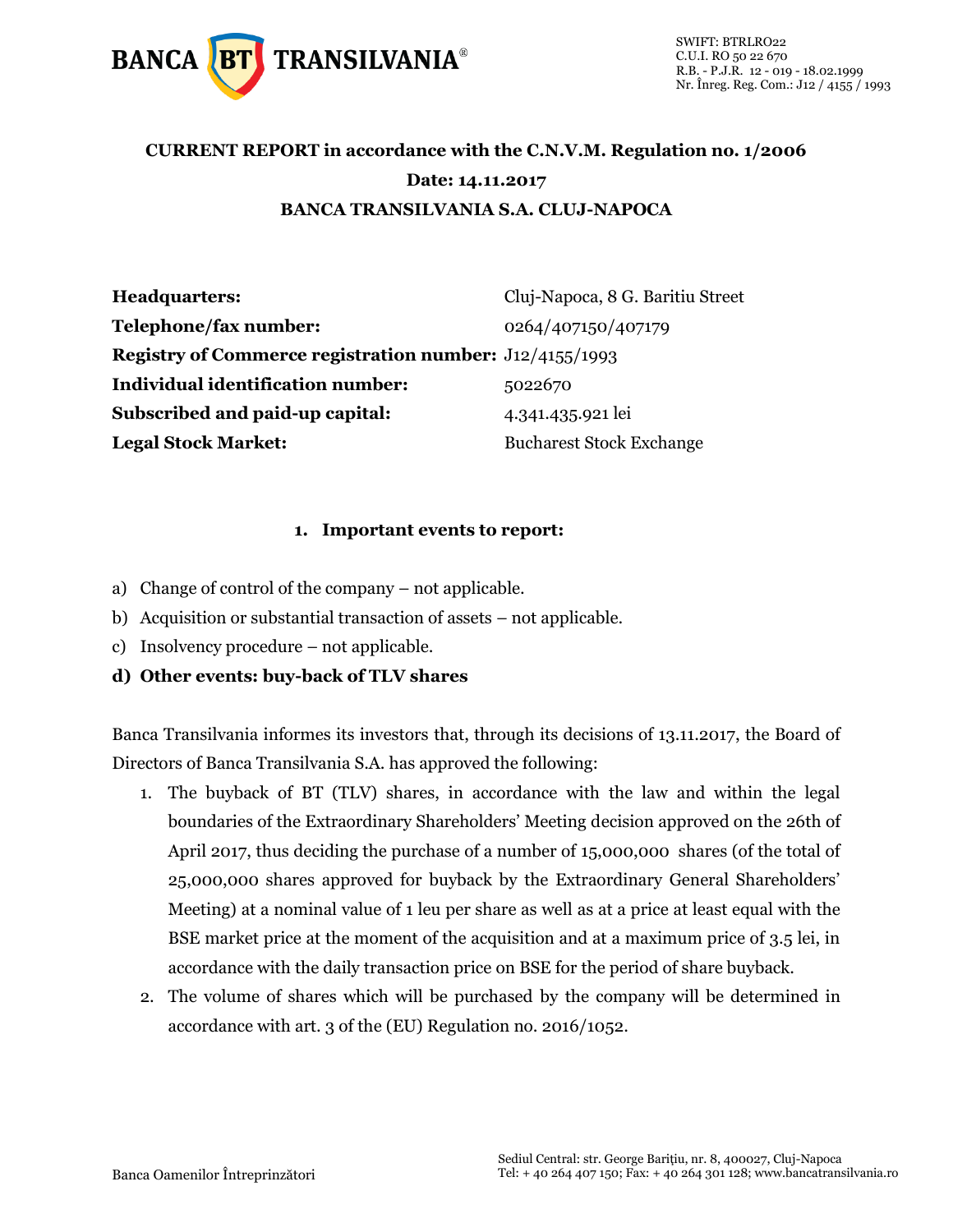**CURRENT REPORT in accordance with the C.N.V.M. Regulation no. 1/2006**

**Date: 14.11.2017**

**BANCA TRANSILVANIA S.A. CLUJ-NAPOCA**

| | |
|---|---|
| **Headquarters:** | Cluj-Napoca, 8 G. Baritiu Street |
| **Telephone/fax number:** | 0264/407150/407179 |
| **Registry of Commerce registration number:** | J12/4155/1993 |
| **Individual identification number:** | 5022670 |
| **Subscribed and paid-up capital:** | 4.341.435.921 lei |
| **Legal Stock Market:** | Bucharest Stock Exchange |

**1. Important events to report:**

a) Change of control of the company – not applicable.

b) Acquisition or substantial transaction of assets – not applicable.

c) Insolvency procedure – not applicable.

**d) Other events: buy-back of TLV shares**

Banca Transilvania informes its investors that, through its decisions of 13.11.2017, the Board of Directors of Banca Transilvania S.A. has approved the following:

1. The buyback of BT (TLV) shares, in accordance with the law and within the legal boundaries of the Extraordinary Shareholders' Meeting decision approved on the 26th of April 2017, thus deciding the purchase of a number of 15,000,000 shares (of the total of 25,000,000 shares approved for buyback by the Extraordinary General Shareholders' Meeting) at a nominal value of 1 leu per share as well as at a price at least equal with the BSE market price at the moment of the acquisition and at a maximum price of 3.5 lei, in accordance with the daily transaction price on BSE for the period of share buyback.
2. The volume of shares which will be purchased by the company will be determined in accordance with art. 3 of the (EU) Regulation no. 2016/1052.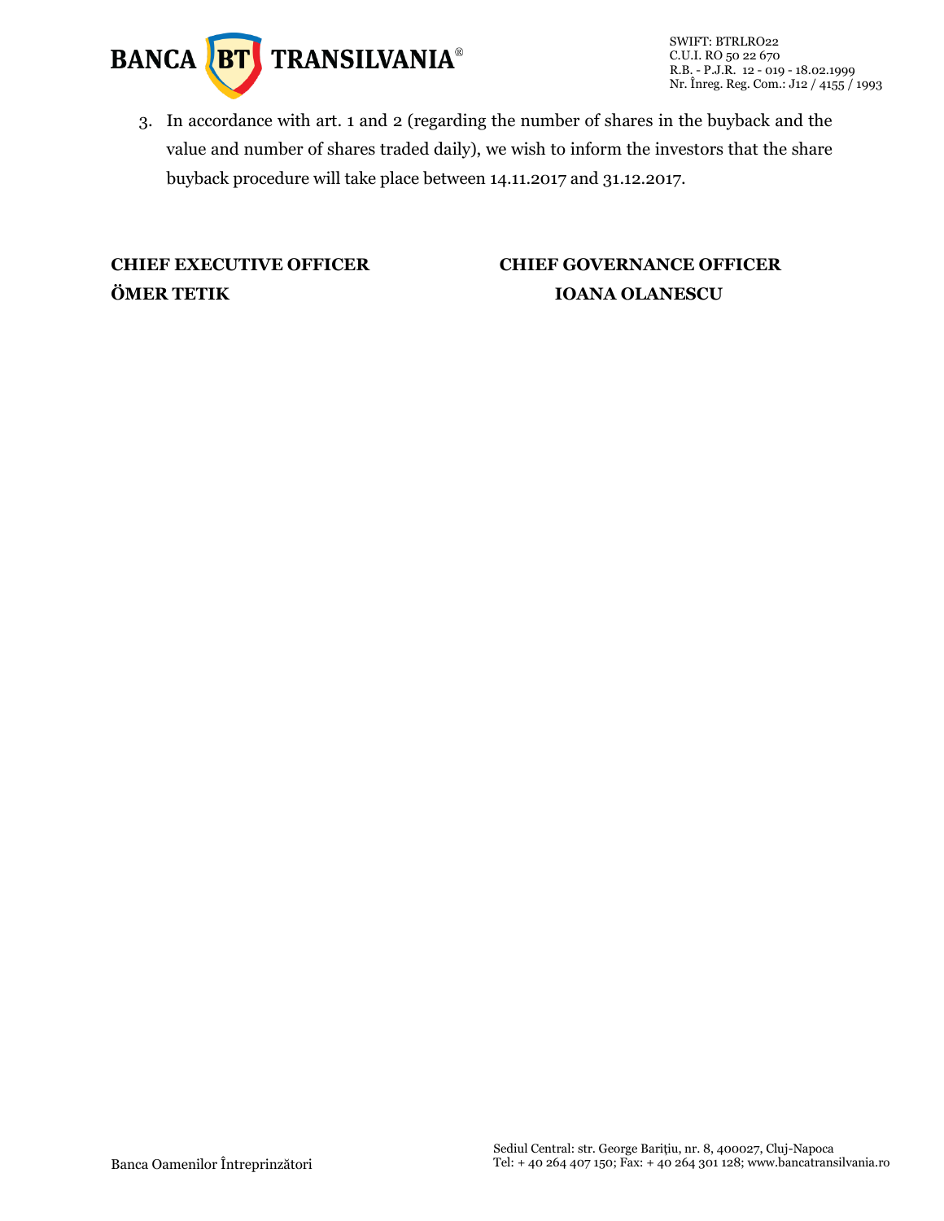3. In accordance with art. 1 and 2 (regarding the number of shares in the buyback and the value and number of shares traded daily), we wish to inform the investors that the share buyback procedure will take place between 14.11.2017 and 31.12.2017.

**CHIEF EXECUTIVE OFFICER**
**ÖMER TETIK**

**CHIEF GOVERNANCE OFFICER**
**IOANA OLANESCU**